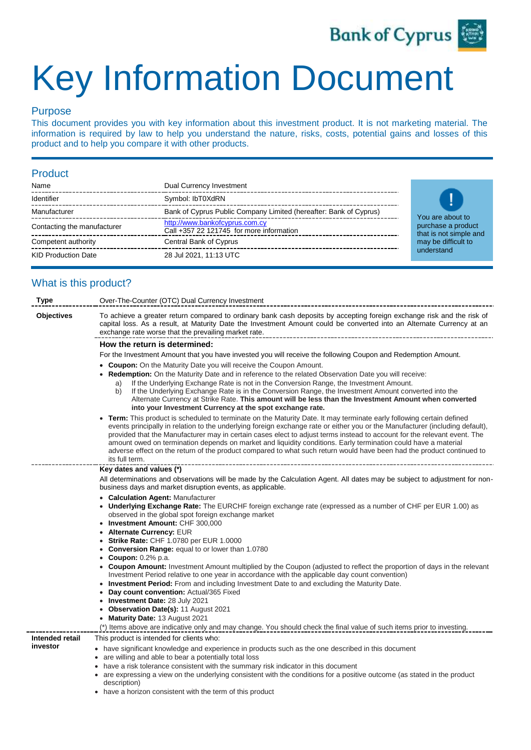# Key Information Document

## Purpose

This document provides you with key information about this investment product. It is not marketing material. The information is required by law to help you understand the nature, risks, costs, potential gains and losses of this product and to help you compare it with other products.

## Product

| | |
|---|---|
| Name | Dual Currency Investment |
| Identifier | Symbol: IbT0XdRN |
| Manufacturer | Bank of Cyprus Public Company Limited (hereafter: Bank of Cyprus) |
| Contacting the manufacturer | http://www.bankofcyprus.com.cy<br>Call +357 22 121745 for more information |
| Competent authority | Central Bank of Cyprus |
| KID Production Date | 28 Jul 2021, 11:13 UTC |

You are about to purchase a product that is not simple and may be difficult to understand

## What is this product?

**Type**

Over-The-Counter (OTC) Dual Currency Investment

**Objectives**

To achieve a greater return compared to ordinary bank cash deposits by accepting foreign exchange risk and the risk of capital loss. As a result, at Maturity Date the Investment Amount could be converted into an Alternate Currency at an exchange rate worse that the prevailing market rate.

**How the return is determined:**

For the Investment Amount that you have invested you will receive the following Coupon and Redemption Amount.

- **Coupon:** On the Maturity Date you will receive the Coupon Amount.
- **Redemption:** On the Maturity Date and in reference to the related Observation Date you will receive:
  a) If the Underlying Exchange Rate is not in the Conversion Range, the Investment Amount.
  b) If the Underlying Exchange Rate is in the Conversion Range, the Investment Amount converted into the Alternate Currency at Strike Rate. **This amount will be less than the Investment Amount when converted into your Investment Currency at the spot exchange rate.**
- **Term:** This product is scheduled to terminate on the Maturity Date. It may terminate early following certain defined events principally in relation to the underlying foreign exchange rate or either you or the Manufacturer (including default), provided that the Manufacturer may in certain cases elect to adjust terms instead to account for the relevant event. The amount owed on termination depends on market and liquidity conditions. Early termination could have a material adverse effect on the return of the product compared to what such return would have been had the product continued to its full term.

**Key dates and values (\*)**

All determinations and observations will be made by the Calculation Agent. All dates may be subject to adjustment for non-business days and market disruption events, as applicable.

- **Calculation Agent:** Manufacturer
- **Underlying Exchange Rate:** The EURCHF foreign exchange rate (expressed as a number of CHF per EUR 1.00) as observed in the global spot foreign exchange market
- **Investment Amount:** CHF 300,000
- **Alternate Currency:** EUR
- **Strike Rate:** CHF 1.0780 per EUR 1.0000
- **Conversion Range:** equal to or lower than 1.0780
- **Coupon:** 0.2% p.a.
- **Coupon Amount:** Investment Amount multiplied by the Coupon (adjusted to reflect the proportion of days in the relevant Investment Period relative to one year in accordance with the applicable day count convention)
- **Investment Period:** From and including Investment Date to and excluding the Maturity Date.
- **Day count convention:** Actual/365 Fixed
- **Investment Date:** 28 July 2021
- **Observation Date(s):** 11 August 2021
- **Maturity Date:** 13 August 2021

(\*) Items above are indicative only and may change. You should check the final value of such items prior to investing.

**Intended retail investor**

This product is intended for clients who:

- have significant knowledge and experience in products such as the one described in this document
- are willing and able to bear a potentially total loss
- have a risk tolerance consistent with the summary risk indicator in this document
- are expressing a view on the underlying consistent with the conditions for a positive outcome (as stated in the product description)
- have a horizon consistent with the term of this product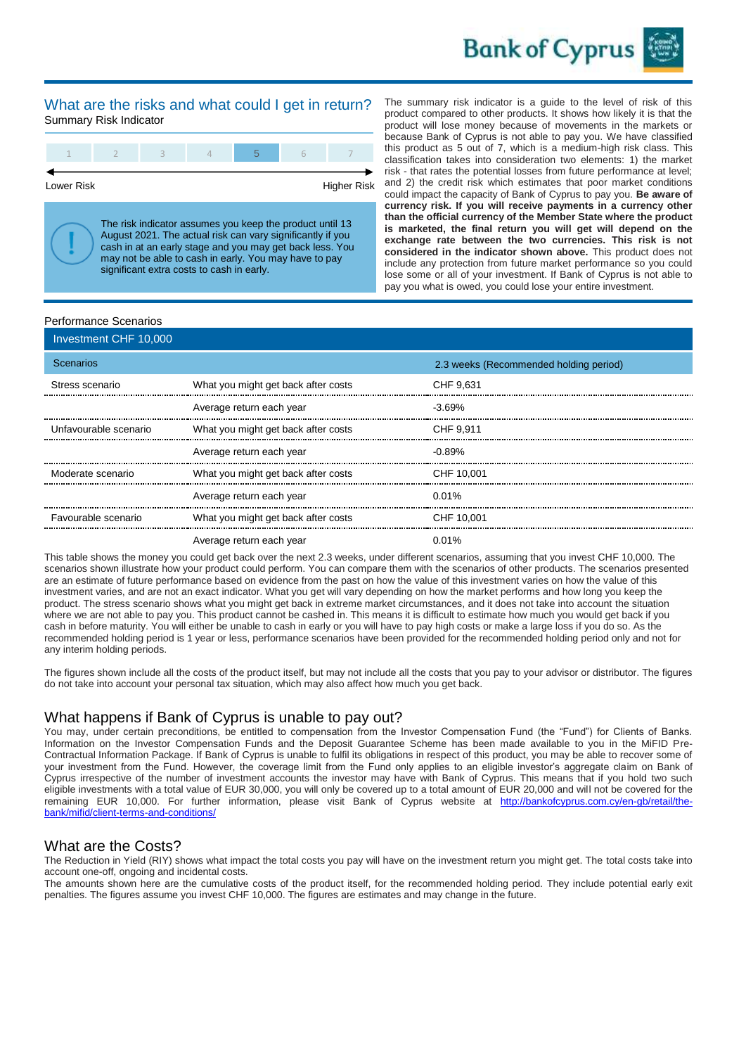## What are the risks and what could I get in return?

Summary Risk Indicator

| 1 | 2 | 3 | 4 | **5** | 6 | 7 |
|---|---|---|---|---|---|---|

Lower Risk ← → Higher Risk

The risk indicator assumes you keep the product until 13 August 2021. The actual risk can vary significantly if you cash in at an early stage and you may get back less. You may not be able to cash in early. You may have to pay significant extra costs to cash in early.

The summary risk indicator is a guide to the level of risk of this product compared to other products. It shows how likely it is that the product will lose money because of movements in the markets or because Bank of Cyprus is not able to pay you. We have classified this product as 5 out of 7, which is a medium-high risk class. This classification takes into consideration two elements: 1) the market risk - that rates the potential losses from future performance at level; and 2) the credit risk which estimates that poor market conditions could impact the capacity of Bank of Cyprus to pay you. **Be aware of currency risk. If you will receive payments in a currency other than the official currency of the Member State where the product is marketed, the final return you will get will depend on the exchange rate between the two currencies. This risk is not considered in the indicator shown above.** This product does not include any protection from future market performance so you could lose some or all of your investment. If Bank of Cyprus is not able to pay you what is owed, you could lose your entire investment.

### Performance Scenarios

| Investment CHF 10,000 | | |
|---|---|---|
| **Scenarios** | | **2.3 weeks (Recommended holding period)** |
| Stress scenario | What you might get back after costs | CHF 9,631 |
| | Average return each year | -3.69% |
| Unfavourable scenario | What you might get back after costs | CHF 9,911 |
| | Average return each year | -0.89% |
| Moderate scenario | What you might get back after costs | CHF 10,001 |
| | Average return each year | 0.01% |
| Favourable scenario | What you might get back after costs | CHF 10,001 |
| | Average return each year | 0.01% |

This table shows the money you could get back over the next 2.3 weeks, under different scenarios, assuming that you invest CHF 10,000. The scenarios shown illustrate how your product could perform. You can compare them with the scenarios of other products. The scenarios presented are an estimate of future performance based on evidence from the past on how the value of this investment varies on how the value of this investment varies, and are not an exact indicator. What you get will vary depending on how the market performs and how long you keep the product. The stress scenario shows what you might get back in extreme market circumstances, and it does not take into account the situation where we are not able to pay you. This product cannot be cashed in. This means it is difficult to estimate how much you would get back if you cash in before maturity. You will either be unable to cash in early or you will have to pay high costs or make a large loss if you do so. As the recommended holding period is 1 year or less, performance scenarios have been provided for the recommended holding period only and not for any interim holding periods.

The figures shown include all the costs of the product itself, but may not include all the costs that you pay to your advisor or distributor. The figures do not take into account your personal tax situation, which may also affect how much you get back.

## What happens if Bank of Cyprus is unable to pay out?

You may, under certain preconditions, be entitled to compensation from the Investor Compensation Fund (the "Fund") for Clients of Banks. Information on the Investor Compensation Funds and the Deposit Guarantee Scheme has been made available to you in the MiFID Pre-Contractual Information Package. If Bank of Cyprus is unable to fulfil its obligations in respect of this product, you may be able to recover some of your investment from the Fund. However, the coverage limit from the Fund only applies to an eligible investor's aggregate claim on Bank of Cyprus irrespective of the number of investment accounts the investor may have with Bank of Cyprus. This means that if you hold two such eligible investments with a total value of EUR 30,000, you will only be covered up to a total amount of EUR 20,000 and will not be covered for the remaining EUR 10,000. For further information, please visit Bank of Cyprus website at http://bankofcyprus.com.cy/en-gb/retail/the-bank/mifid/client-terms-and-conditions/

## What are the Costs?

The Reduction in Yield (RIY) shows what impact the total costs you pay will have on the investment return you might get. The total costs take into account one-off, ongoing and incidental costs.

The amounts shown here are the cumulative costs of the product itself, for the recommended holding period. They include potential early exit penalties. The figures assume you invest CHF 10,000. The figures are estimates and may change in the future.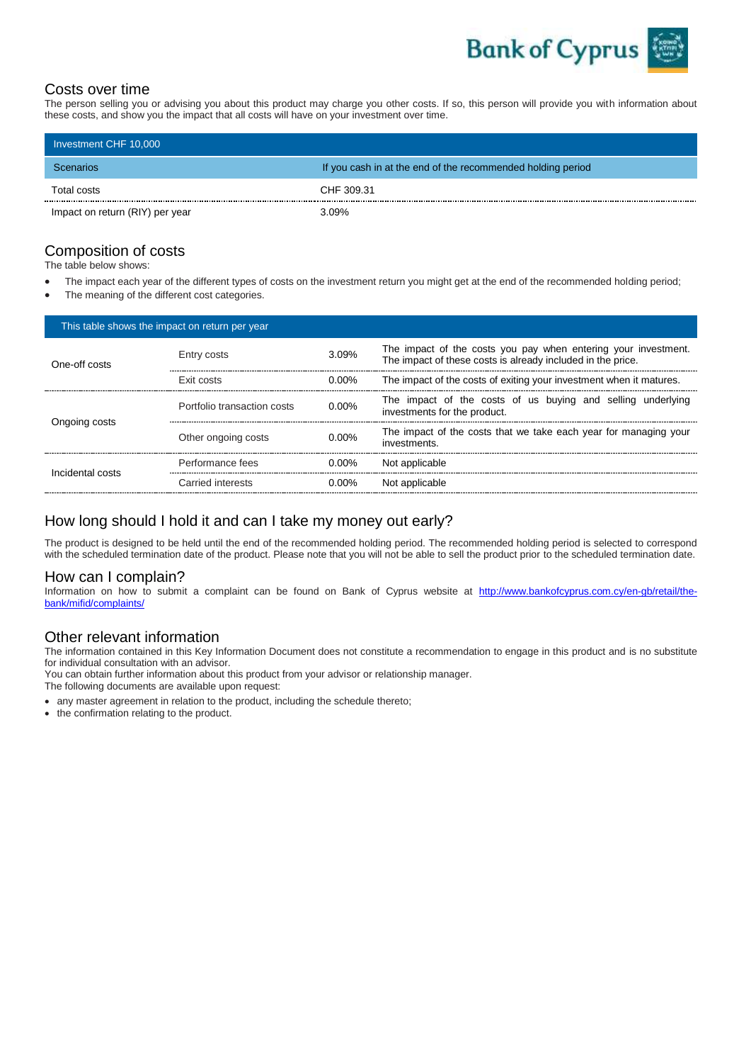## Costs over time

The person selling you or advising you about this product may charge you other costs. If so, this person will provide you with information about these costs, and show you the impact that all costs will have on your investment over time.

| Investment CHF 10,000 | |
|---|---|
| Scenarios | If you cash in at the end of the recommended holding period |
| Total costs | CHF 309.31 |
| Impact on return (RIY) per year | 3.09% |

## Composition of costs

The table below shows:

- The impact each year of the different types of costs on the investment return you might get at the end of the recommended holding period;
- The meaning of the different cost categories.

| This table shows the impact on return per year | | | |
|---|---|---|---|
| One-off costs | Entry costs | 3.09% | The impact of the costs you pay when entering your investment. The impact of these costs is already included in the price. |
| | Exit costs | 0.00% | The impact of the costs of exiting your investment when it matures. |
| Ongoing costs | Portfolio transaction costs | 0.00% | The impact of the costs of us buying and selling underlying investments for the product. |
| | Other ongoing costs | 0.00% | The impact of the costs that we take each year for managing your investments. |
| Incidental costs | Performance fees | 0.00% | Not applicable |
| | Carried interests | 0.00% | Not applicable |

## How long should I hold it and can I take my money out early?

The product is designed to be held until the end of the recommended holding period. The recommended holding period is selected to correspond with the scheduled termination date of the product. Please note that you will not be able to sell the product prior to the scheduled termination date.

## How can I complain?

Information on how to submit a complaint can be found on Bank of Cyprus website at http://www.bankofcyprus.com.cy/en-gb/retail/the-bank/mifid/complaints/

## Other relevant information

The information contained in this Key Information Document does not constitute a recommendation to engage in this product and is no substitute for individual consultation with an advisor.
You can obtain further information about this product from your advisor or relationship manager.
The following documents are available upon request:

- any master agreement in relation to the product, including the schedule thereto;
- the confirmation relating to the product.